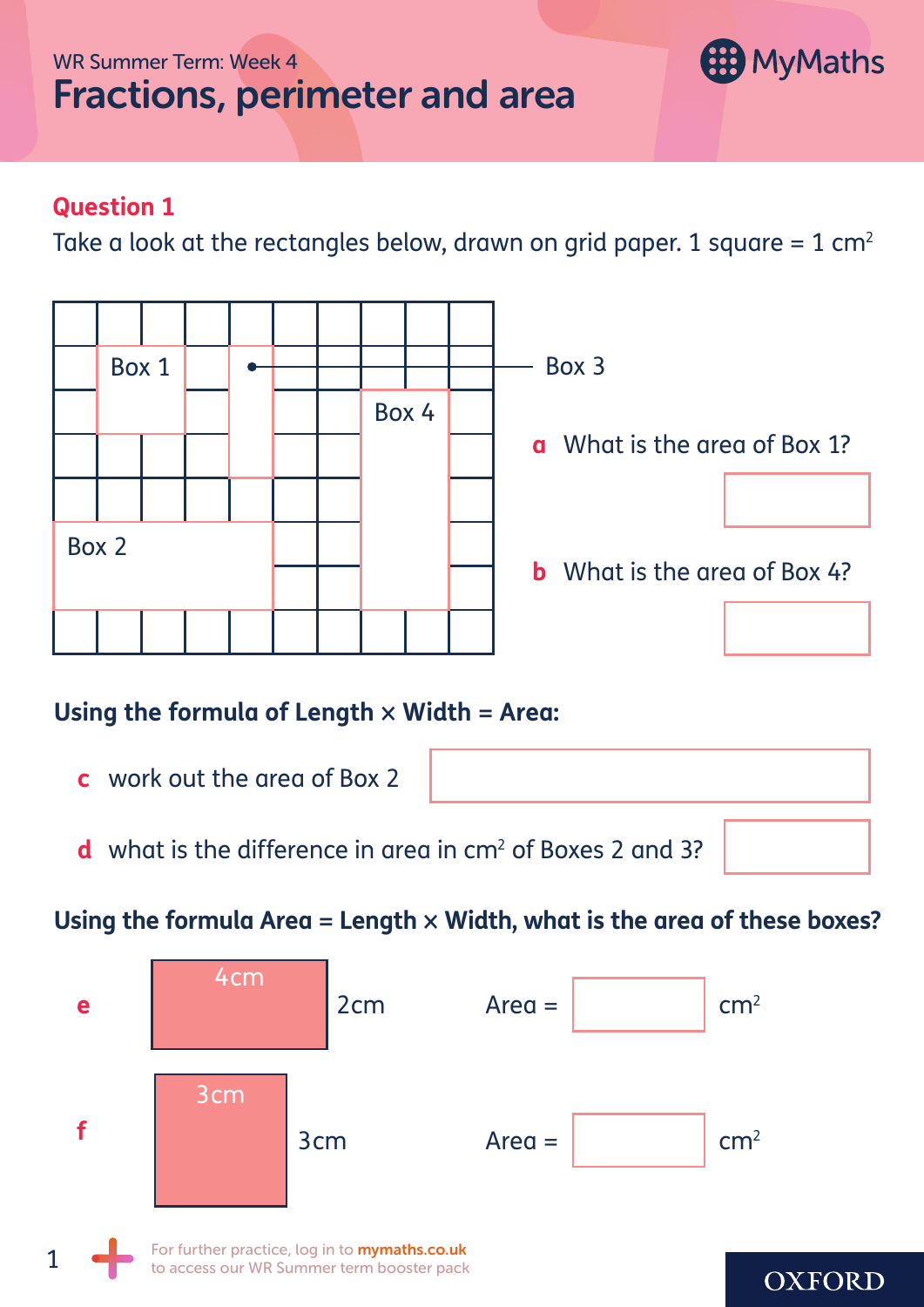WR Summer Term: Week 4

# Fractions, perimeter and area

## Question 1

Take a look at the rectangles below, drawn on grid paper. 1 square = 1 $cm^2$

Box 1

Box 2

Box 3

Box 4

**a** What is the area of Box 1?

**b** What is the area of Box 4?

**Using the formula of Length × Width = Area:**

**c** work out the area of Box 2

**d** what is the difference in area in $cm^2$ of Boxes 2 and 3?

**Using the formula Area = Length × Width, what is the area of these boxes?**

**e** 4cm, 2cm — Area = ______ $cm^2$

**f** 3cm, 3cm — Area = ______ $cm^2$

For further practice, log in to **mymaths.co.uk** to access our WR Summer term booster pack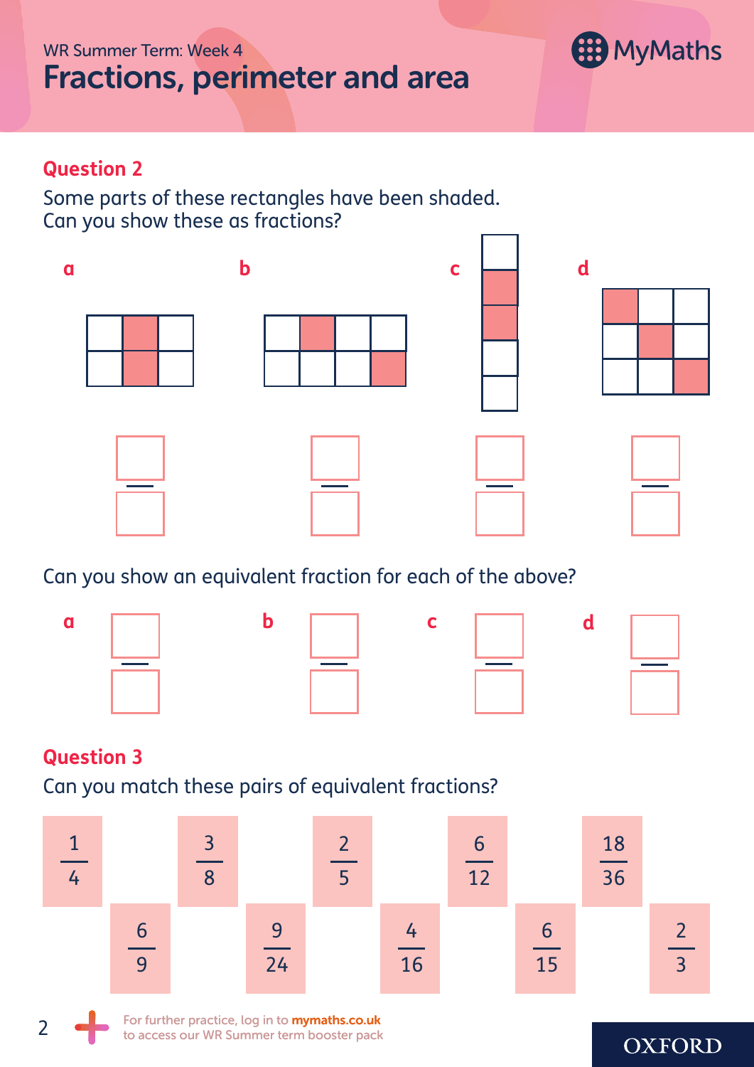# Fractions, perimeter and area

WR Summer Term: Week 4

## Question 2

Some parts of these rectangles have been shaded.
Can you show these as fractions?

**a** ☐/☐

**b** ☐/☐

**c** ☐/☐

**d** ☐/☐

Can you show an equivalent fraction for each of the above?

**a** ☐/☐

**b** ☐/☐

**c** ☐/☐

**d** ☐/☐

## Question 3

Can you match these pairs of equivalent fractions?

$\frac{1}{4}$ $\frac{6}{9}$ $\frac{3}{8}$ $\frac{9}{24}$ $\frac{2}{5}$ $\frac{4}{16}$ $\frac{6}{12}$ $\frac{6}{15}$ $\frac{18}{36}$ $\frac{2}{3}$

For further practice, log in to **mymaths.co.uk** to access our WR Summer term booster pack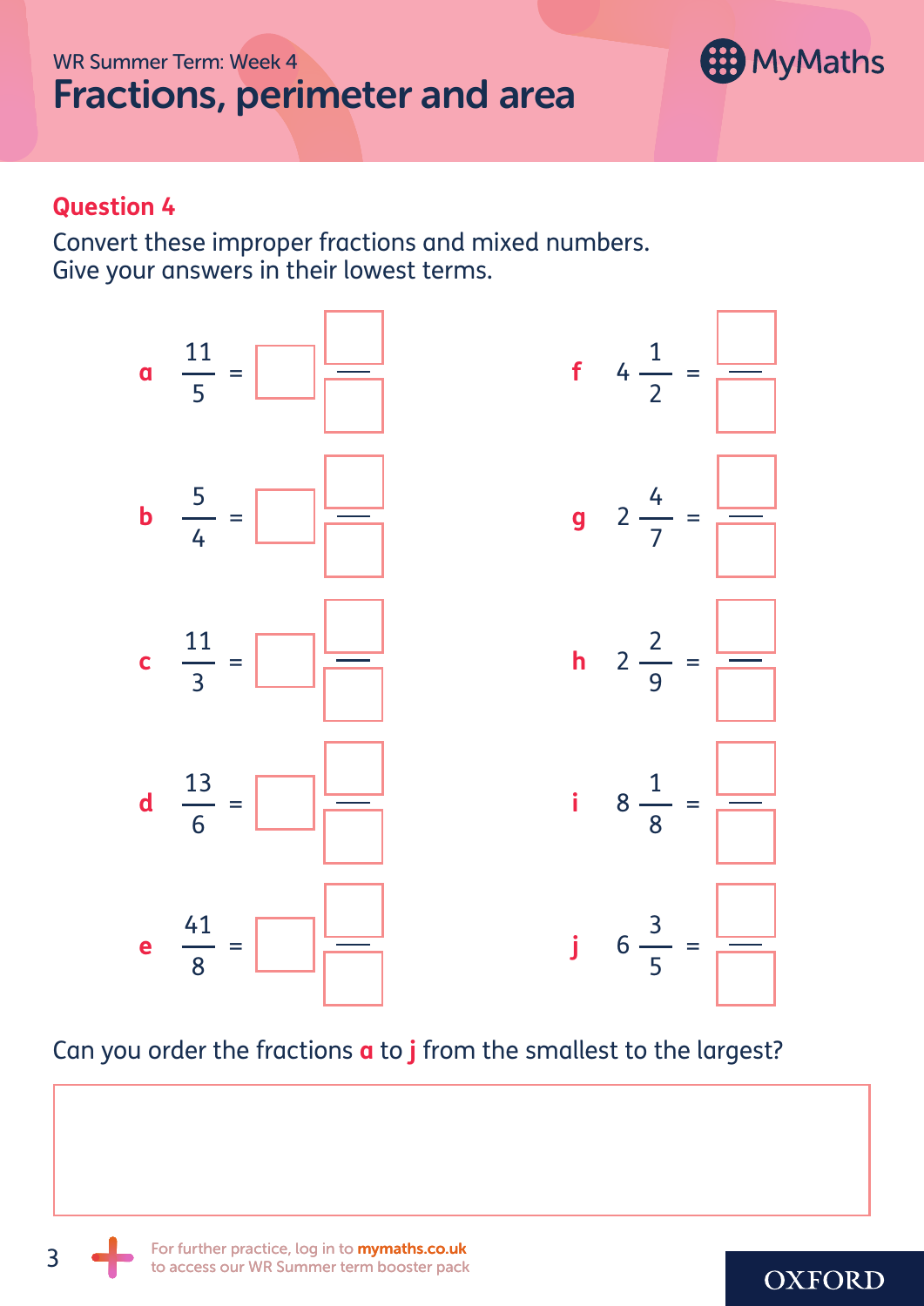WR Summer Term: Week 4

# Fractions, perimeter and area

## Question 4

Convert these improper fractions and mixed numbers.
Give your answers in their lowest terms.

**a** $\frac{11}{5} = \square \frac{\square}{\square}$

**b** $\frac{5}{4} = \square \frac{\square}{\square}$

**c** $\frac{11}{3} = \square \frac{\square}{\square}$

**d** $\frac{13}{6} = \square \frac{\square}{\square}$

**e** $\frac{41}{8} = \square \frac{\square}{\square}$

**f** $4\frac{1}{2} = \frac{\square}{\square}$

**g** $2\frac{4}{7} = \frac{\square}{\square}$

**h** $2\frac{2}{9} = \frac{\square}{\square}$

**i** $8\frac{1}{8} = \frac{\square}{\square}$

**j** $6\frac{3}{5} = \frac{\square}{\square}$

Can you order the fractions **a** to **j** from the smallest to the largest?

For further practice, log in to **mymaths.co.uk** to access our WR Summer term booster pack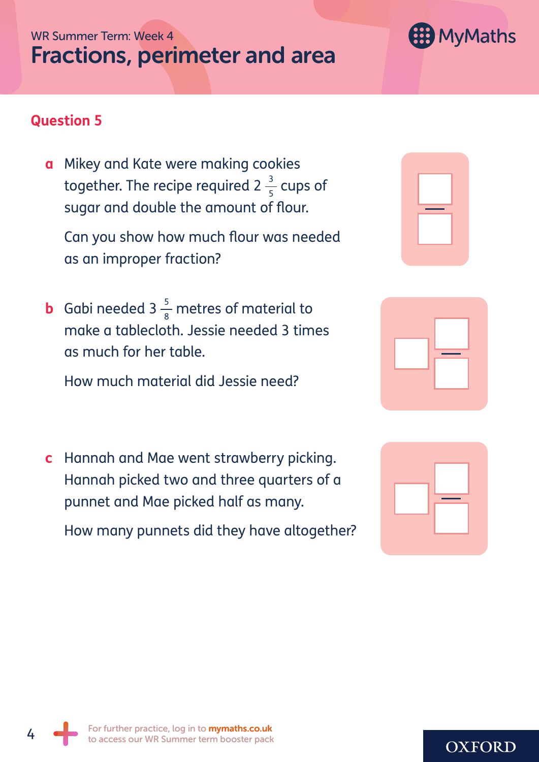WR Summer Term: Week 4

# Fractions, perimeter and area

MyMaths

## Question 5

**a** Mikey and Kate were making cookies together. The recipe required $2\frac{3}{5}$ cups of sugar and double the amount of flour.

Can you show how much flour was needed as an improper fraction?

**b** Gabi needed $3\frac{5}{8}$ metres of material to make a tablecloth. Jessie needed 3 times as much for her table.

How much material did Jessie need?

**c** Hannah and Mae went strawberry picking. Hannah picked two and three quarters of a punnet and Mae picked half as many.

How many punnets did they have altogether?

For further practice, log in to **mymaths.co.uk** to access our WR Summer term booster pack

OXFORD